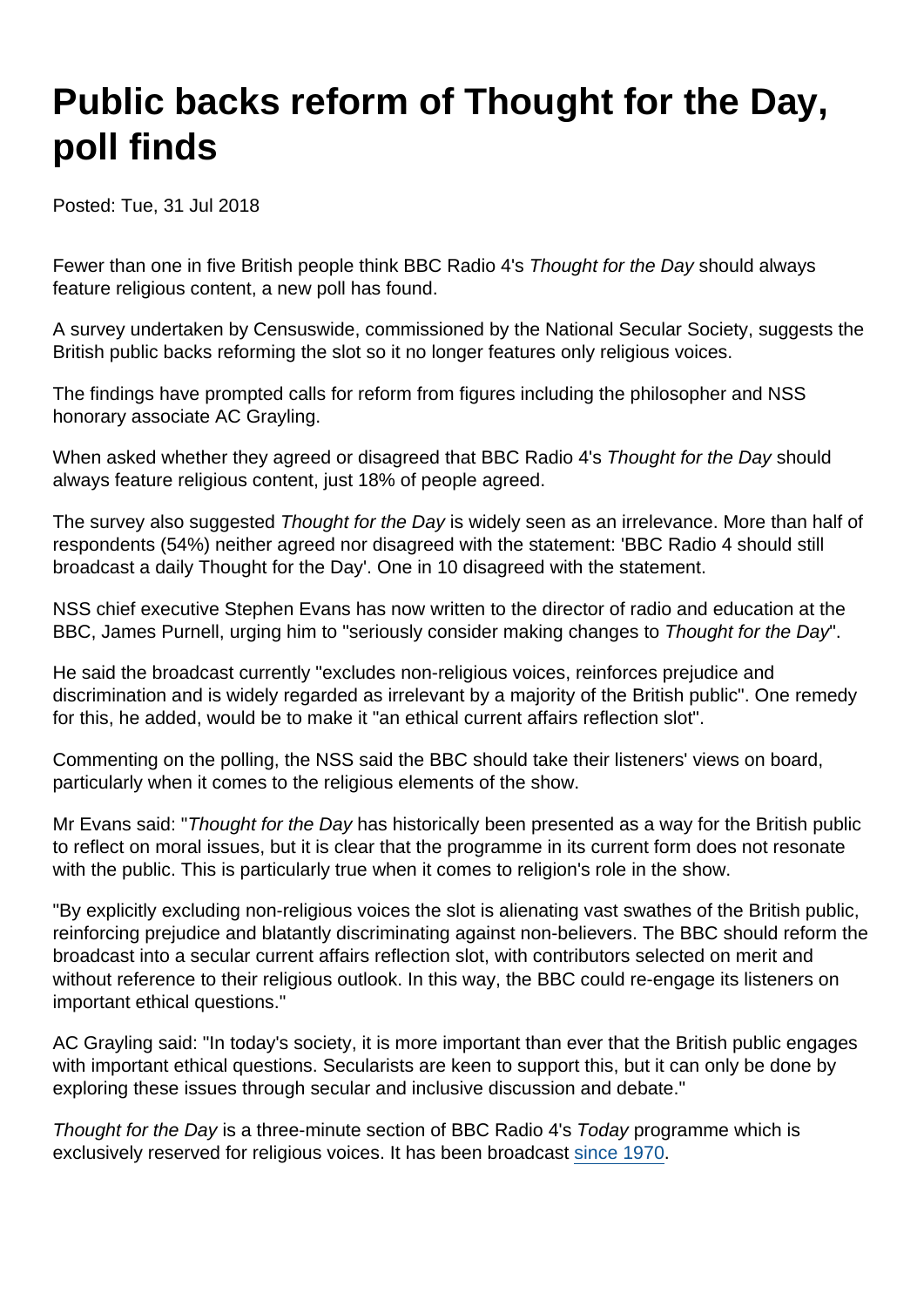# Public backs reform of Thought for the Day, poll finds

Posted: Tue, 31 Jul 2018

Fewer than one in five British people think BBC Radio 4's *Thought for the Day* should always feature religious content, a new poll has found.

A survey undertaken by Censuswide, commissioned by the National Secular Society, suggests the British public backs reforming the slot so it no longer features only religious voices.

The findings have prompted calls for reform from figures including the philosopher and NSS honorary associate AC Grayling.

When asked whether they agreed or disagreed that BBC Radio 4's *Thought for the Day* should always feature religious content, just 18% of people agreed.

The survey also suggested *Thought for the Day* is widely seen as an irrelevance. More than half of respondents (54%) neither agreed nor disagreed with the statement: 'BBC Radio 4 should still broadcast a daily Thought for the Day'. One in 10 disagreed with the statement.

NSS chief executive Stephen Evans has now written to the director of radio and education at the BBC, James Purnell, urging him to "seriously consider making changes to *Thought for the Day*".

He said the broadcast currently "excludes non-religious voices, reinforces prejudice and discrimination and is widely regarded as irrelevant by a majority of the British public". One remedy for this, he added, would be to make it "an ethical current affairs reflection slot".

Commenting on the polling, the NSS said the BBC should take their listeners' views on board, particularly when it comes to the religious elements of the show.

Mr Evans said: "*Thought for the Day* has historically been presented as a way for the British public to reflect on moral issues, but it is clear that the programme in its current form does not resonate with the public. This is particularly true when it comes to religion's role in the show.

"By explicitly excluding non-religious voices the slot is alienating vast swathes of the British public, reinforcing prejudice and blatantly discriminating against non-believers. The BBC should reform the broadcast into a secular current affairs reflection slot, with contributors selected on merit and without reference to their religious outlook. In this way, the BBC could re-engage its listeners on important ethical questions."

AC Grayling said: "In today's society, it is more important than ever that the British public engages with important ethical questions. Secularists are keen to support this, but it can only be done by exploring these issues through secular and inclusive discussion and debate."

*Thought for the Day* is a three-minute section of BBC Radio 4's *Today* programme which is exclusively reserved for religious voices. It has been broadcast since 1970.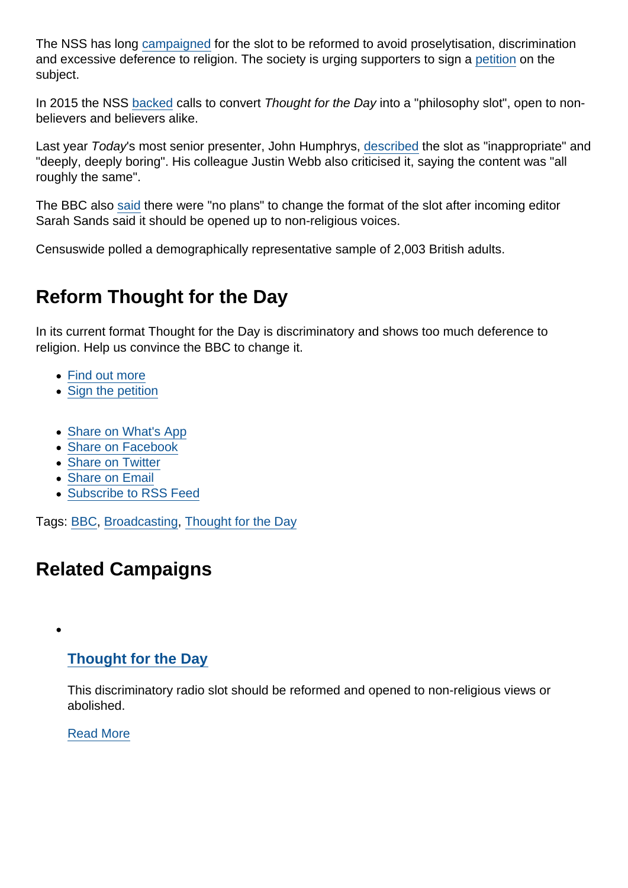The NSS has long campaigned for the slot to be reformed to avoid proselytisation, discrimination and excessive deference to religion. The society is urging supporters to sign a petition on the subject.

In 2015 the NSS backed calls to convert *Thought for the Day* into a "philosophy slot", open to non-believers and believers alike.

Last year *Today*'s most senior presenter, John Humphrys, described the slot as "inappropriate" and "deeply, deeply boring". His colleague Justin Webb also criticised it, saying the content was "all roughly the same".

The BBC also said there were "no plans" to change the format of the slot after incoming editor Sarah Sands said it should be opened up to non-religious voices.

Censuswide polled a demographically representative sample of 2,003 British adults.

## Reform Thought for the Day

In its current format Thought for the Day is discriminatory and shows too much deference to religion. Help us convince the BBC to change it.

- Find out more
- Sign the petition

- Share on What's App
- Share on Facebook
- Share on Twitter
- Share on Email
- Subscribe to RSS Feed

Tags: BBC, Broadcasting, Thought for the Day

## Related Campaigns

- ### Thought for the Day

  This discriminatory radio slot should be reformed and opened to non-religious views or abolished.

  Read More